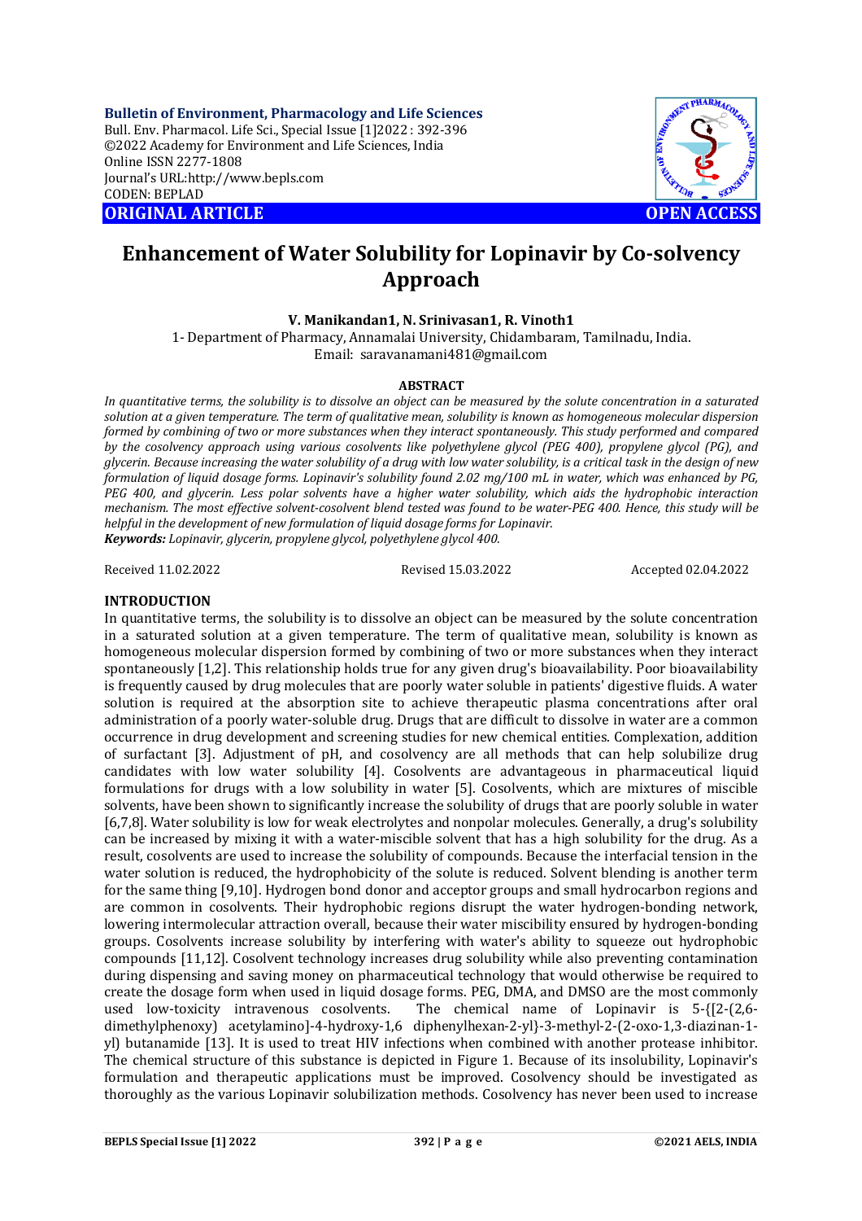Bulletin of Environment, Pharmacology and Life Sciences
Bull. Env. Pharmacol. Life Sci., Special Issue [1]2022 : 392-396
©2022 Academy for Environment and Life Sciences, India
Online ISSN 2277-1808
Journal's URL:http://www.bepls.com
CODEN: BEPLAD

**ORIGINAL ARTICLE** **OPEN ACCESS**

# Enhancement of Water Solubility for Lopinavir by Co-solvency Approach

**V. Manikandan1, N. Srinivasan1, R. Vinoth1**

1- Department of Pharmacy, Annamalai University, Chidambaram, Tamilnadu, India.
Email: saravanamani481@gmail.com

## ABSTRACT

*In quantitative terms, the solubility is to dissolve an object can be measured by the solute concentration in a saturated solution at a given temperature. The term of qualitative mean, solubility is known as homogeneous molecular dispersion formed by combining of two or more substances when they interact spontaneously. This study performed and compared by the cosolvency approach using various cosolvents like polyethylene glycol (PEG 400), propylene glycol (PG), and glycerin. Because increasing the water solubility of a drug with low water solubility, is a critical task in the design of new formulation of liquid dosage forms. Lopinavir's solubility found 2.02 mg/100 mL in water, which was enhanced by PG, PEG 400, and glycerin. Less polar solvents have a higher water solubility, which aids the hydrophobic interaction mechanism. The most effective solvent-cosolvent blend tested was found to be water-PEG 400. Hence, this study will be helpful in the development of new formulation of liquid dosage forms for Lopinavir.*

***Keywords:*** *Lopinavir, glycerin, propylene glycol, polyethylene glycol 400.*

Received 11.02.2022 Revised 15.03.2022 Accepted 02.04.2022

## INTRODUCTION

In quantitative terms, the solubility is to dissolve an object can be measured by the solute concentration in a saturated solution at a given temperature. The term of qualitative mean, solubility is known as homogeneous molecular dispersion formed by combining of two or more substances when they interact spontaneously [1,2]. This relationship holds true for any given drug's bioavailability. Poor bioavailability is frequently caused by drug molecules that are poorly water soluble in patients' digestive fluids. A water solution is required at the absorption site to achieve therapeutic plasma concentrations after oral administration of a poorly water-soluble drug. Drugs that are difficult to dissolve in water are a common occurrence in drug development and screening studies for new chemical entities. Complexation, addition of surfactant [3]. Adjustment of pH, and cosolvency are all methods that can help solubilize drug candidates with low water solubility [4]. Cosolvents are advantageous in pharmaceutical liquid formulations for drugs with a low solubility in water [5]. Cosolvents, which are mixtures of miscible solvents, have been shown to significantly increase the solubility of drugs that are poorly soluble in water [6,7,8]. Water solubility is low for weak electrolytes and nonpolar molecules. Generally, a drug's solubility can be increased by mixing it with a water-miscible solvent that has a high solubility for the drug. As a result, cosolvents are used to increase the solubility of compounds. Because the interfacial tension in the water solution is reduced, the hydrophobicity of the solute is reduced. Solvent blending is another term for the same thing [9,10]. Hydrogen bond donor and acceptor groups and small hydrocarbon regions and are common in cosolvents. Their hydrophobic regions disrupt the water hydrogen-bonding network, lowering intermolecular attraction overall, because their water miscibility ensured by hydrogen-bonding groups. Cosolvents increase solubility by interfering with water's ability to squeeze out hydrophobic compounds [11,12]. Cosolvent technology increases drug solubility while also preventing contamination during dispensing and saving money on pharmaceutical technology that would otherwise be required to create the dosage form when used in liquid dosage forms. PEG, DMA, and DMSO are the most commonly used low-toxicity intravenous cosolvents. The chemical name of Lopinavir is 5-{[2-(2,6-dimethylphenoxy) acetylamino]-4-hydroxy-1,6 diphenylhexan-2-yl}-3-methyl-2-(2-oxo-1,3-diazinan-1-yl) butanamide [13]. It is used to treat HIV infections when combined with another protease inhibitor. The chemical structure of this substance is depicted in Figure 1. Because of its insolubility, Lopinavir's formulation and therapeutic applications must be improved. Cosolvency should be investigated as thoroughly as the various Lopinavir solubilization methods. Cosolvency has never been used to increase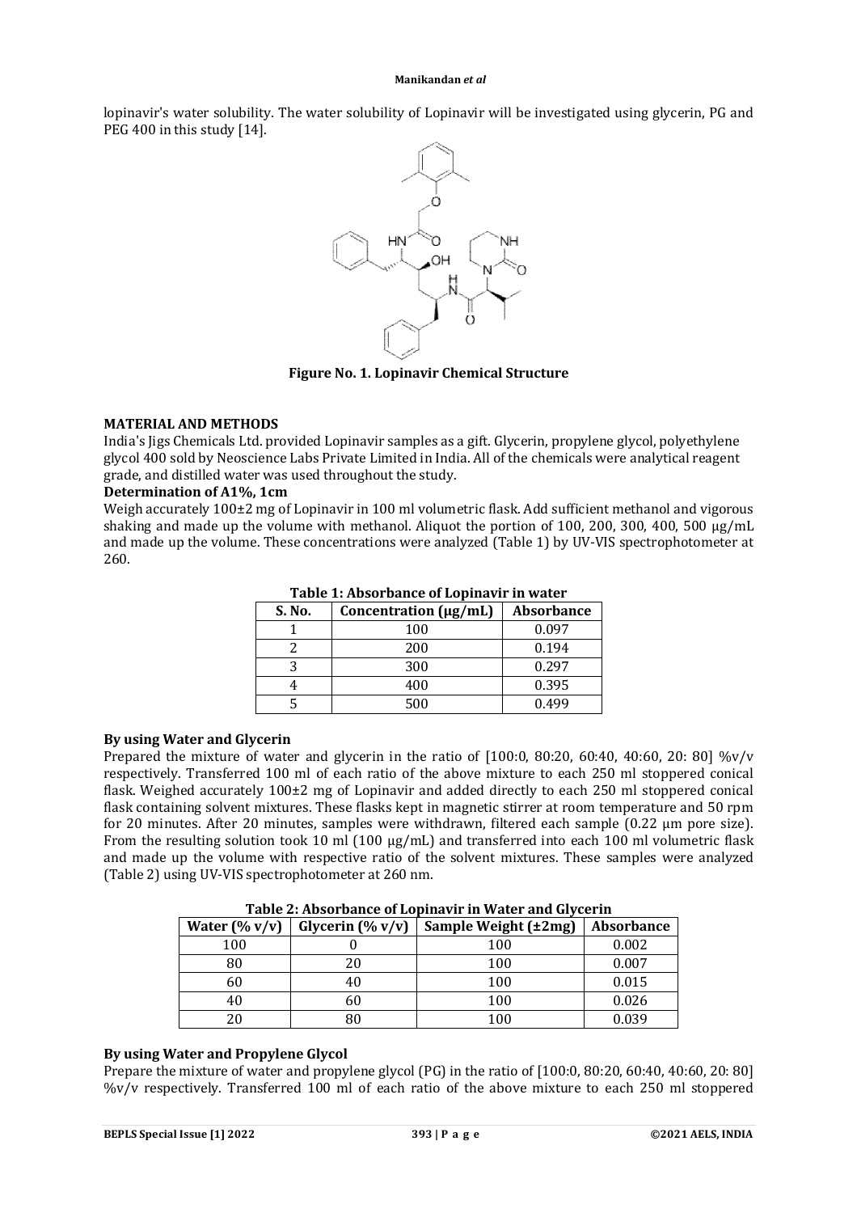lopinavir's water solubility. The water solubility of Lopinavir will be investigated using glycerin, PG and PEG 400 in this study [14].

**Figure No. 1. Lopinavir Chemical Structure**

## MATERIAL AND METHODS

India's Jigs Chemicals Ltd. provided Lopinavir samples as a gift. Glycerin, propylene glycol, polyethylene glycol 400 sold by Neoscience Labs Private Limited in India. All of the chemicals were analytical reagent grade, and distilled water was used throughout the study.

### Determination of A1%, 1cm

Weigh accurately 100±2 mg of Lopinavir in 100 ml volumetric flask. Add sufficient methanol and vigorous shaking and made up the volume with methanol. Aliquot the portion of 100, 200, 300, 400, 500 µg/mL and made up the volume. These concentrations were analyzed (Table 1) by UV-VIS spectrophotometer at 260.

**Table 1: Absorbance of Lopinavir in water**

| S. No. | Concentration (µg/mL) | Absorbance |
|---|---|---|
| 1 | 100 | 0.097 |
| 2 | 200 | 0.194 |
| 3 | 300 | 0.297 |
| 4 | 400 | 0.395 |
| 5 | 500 | 0.499 |

### By using Water and Glycerin

Prepared the mixture of water and glycerin in the ratio of [100:0, 80:20, 60:40, 40:60, 20: 80] %v/v respectively. Transferred 100 ml of each ratio of the above mixture to each 250 ml stoppered conical flask. Weighed accurately 100±2 mg of Lopinavir and added directly to each 250 ml stoppered conical flask containing solvent mixtures. These flasks kept in magnetic stirrer at room temperature and 50 rpm for 20 minutes. After 20 minutes, samples were withdrawn, filtered each sample (0.22 µm pore size). From the resulting solution took 10 ml (100 µg/mL) and transferred into each 100 ml volumetric flask and made up the volume with respective ratio of the solvent mixtures. These samples were analyzed (Table 2) using UV-VIS spectrophotometer at 260 nm.

**Table 2: Absorbance of Lopinavir in Water and Glycerin**

| Water (% v/v) | Glycerin (% v/v) | Sample Weight (±2mg) | Absorbance |
|---|---|---|---|
| 100 | 0 | 100 | 0.002 |
| 80 | 20 | 100 | 0.007 |
| 60 | 40 | 100 | 0.015 |
| 40 | 60 | 100 | 0.026 |
| 20 | 80 | 100 | 0.039 |

### By using Water and Propylene Glycol

Prepare the mixture of water and propylene glycol (PG) in the ratio of [100:0, 80:20, 60:40, 40:60, 20: 80] %v/v respectively. Transferred 100 ml of each ratio of the above mixture to each 250 ml stoppered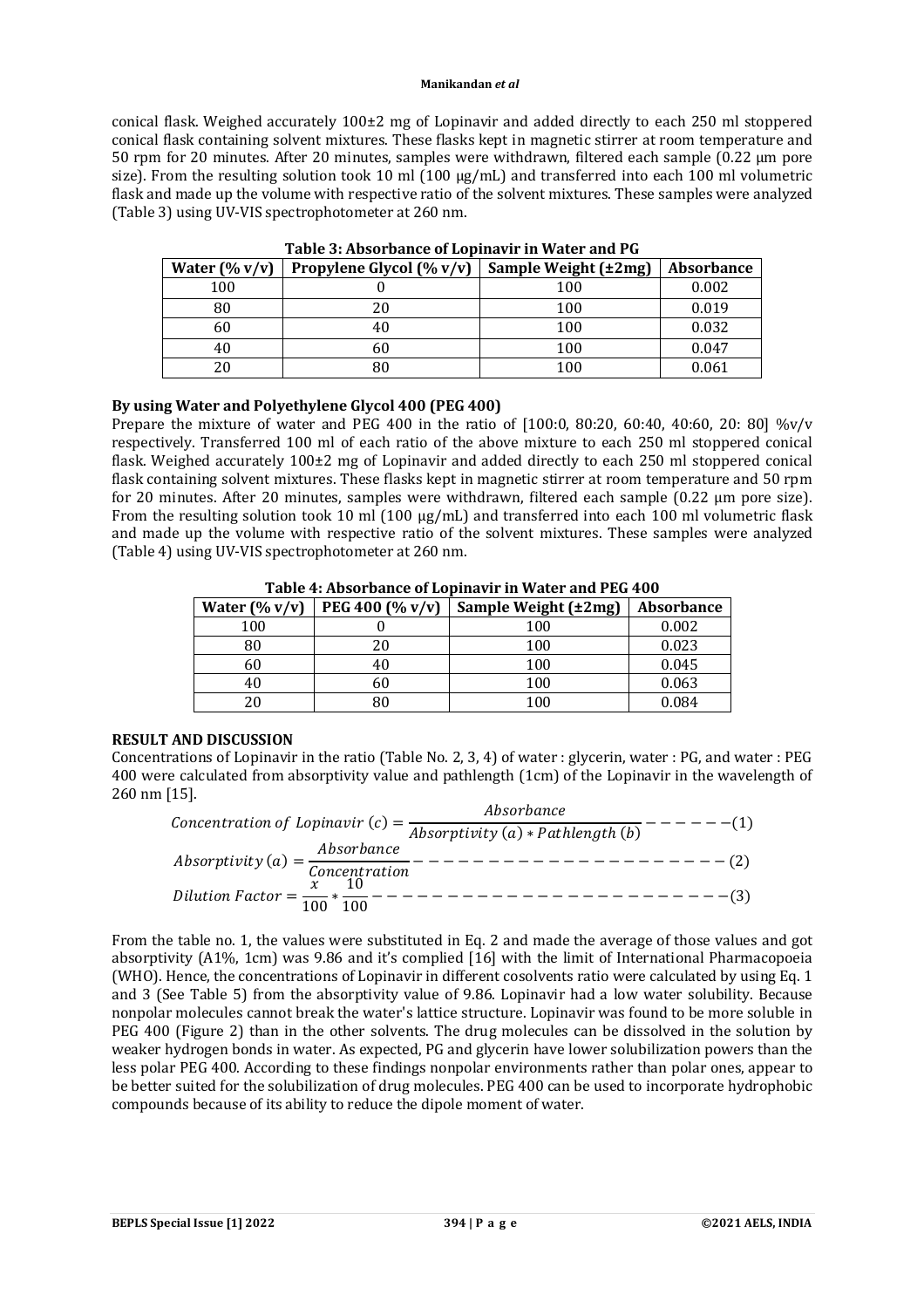conical flask. Weighed accurately 100±2 mg of Lopinavir and added directly to each 250 ml stoppered conical flask containing solvent mixtures. These flasks kept in magnetic stirrer at room temperature and 50 rpm for 20 minutes. After 20 minutes, samples were withdrawn, filtered each sample (0.22 µm pore size). From the resulting solution took 10 ml (100 µg/mL) and transferred into each 100 ml volumetric flask and made up the volume with respective ratio of the solvent mixtures. These samples were analyzed (Table 3) using UV-VIS spectrophotometer at 260 nm.

**Table 3: Absorbance of Lopinavir in Water and PG**

| Water (% v/v) | Propylene Glycol (% v/v) | Sample Weight (±2mg) | Absorbance |
|---|---|---|---|
| 100 | 0 | 100 | 0.002 |
| 80 | 20 | 100 | 0.019 |
| 60 | 40 | 100 | 0.032 |
| 40 | 60 | 100 | 0.047 |
| 20 | 80 | 100 | 0.061 |

**By using Water and Polyethylene Glycol 400 (PEG 400)**

Prepare the mixture of water and PEG 400 in the ratio of [100:0, 80:20, 60:40, 40:60, 20: 80] %v/v respectively. Transferred 100 ml of each ratio of the above mixture to each 250 ml stoppered conical flask. Weighed accurately 100±2 mg of Lopinavir and added directly to each 250 ml stoppered conical flask containing solvent mixtures. These flasks kept in magnetic stirrer at room temperature and 50 rpm for 20 minutes. After 20 minutes, samples were withdrawn, filtered each sample (0.22 µm pore size). From the resulting solution took 10 ml (100 µg/mL) and transferred into each 100 ml volumetric flask and made up the volume with respective ratio of the solvent mixtures. These samples were analyzed (Table 4) using UV-VIS spectrophotometer at 260 nm.

**Table 4: Absorbance of Lopinavir in Water and PEG 400**

| Water (% v/v) | PEG 400 (% v/v) | Sample Weight (±2mg) | Absorbance |
|---|---|---|---|
| 100 | 0 | 100 | 0.002 |
| 80 | 20 | 100 | 0.023 |
| 60 | 40 | 100 | 0.045 |
| 40 | 60 | 100 | 0.063 |
| 20 | 80 | 100 | 0.084 |

**RESULT AND DISCUSSION**

Concentrations of Lopinavir in the ratio (Table No. 2, 3, 4) of water : glycerin, water : PG, and water : PEG 400 were calculated from absorptivity value and pathlength (1cm) of the Lopinavir in the wavelength of 260 nm [15].

$$Concentration\ of\ Lopinavir\ (c) = \frac{Absorbance}{Absorptivity\ (a) * Pathlength\ (b)} \quad ------(1)$$

$$Absorptivity\ (a) = \frac{Absorbance}{Concentration} \quad --------------------(2)$$

$$Dilution\ Factor = \frac{x}{100} * \frac{10}{100} \quad ----------------------(3)$$

From the table no. 1, the values were substituted in Eq. 2 and made the average of those values and got absorptivity (A1%, 1cm) was 9.86 and it's complied [16] with the limit of International Pharmacopoeia (WHO). Hence, the concentrations of Lopinavir in different cosolvents ratio were calculated by using Eq. 1 and 3 (See Table 5) from the absorptivity value of 9.86. Lopinavir had a low water solubility. Because nonpolar molecules cannot break the water's lattice structure. Lopinavir was found to be more soluble in PEG 400 (Figure 2) than in the other solvents. The drug molecules can be dissolved in the solution by weaker hydrogen bonds in water. As expected, PG and glycerin have lower solubilization powers than the less polar PEG 400. According to these findings nonpolar environments rather than polar ones, appear to be better suited for the solubilization of drug molecules. PEG 400 can be used to incorporate hydrophobic compounds because of its ability to reduce the dipole moment of water.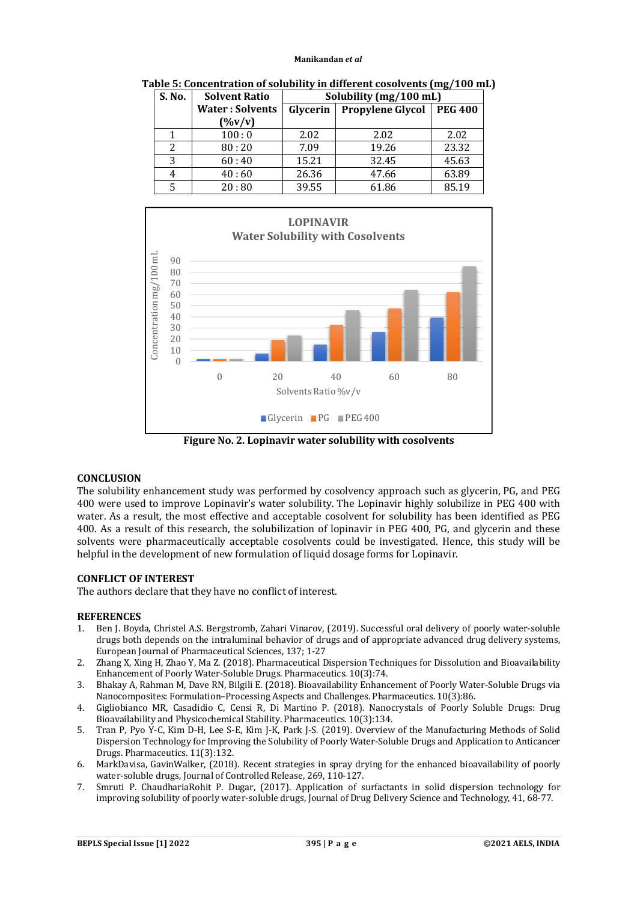**Table 5: Concentration of solubility in different cosolvents (mg/100 mL)**

| S. No. | Solvent Ratio Water : Solvents (%v/v) | Solubility (mg/100 mL) | | |
|---|---|---|---|---|
| | | Glycerin | Propylene Glycol | PEG 400 |
| 1 | 100 : 0 | 2.02 | 2.02 | 2.02 |
| 2 | 80 : 20 | 7.09 | 19.26 | 23.32 |
| 3 | 60 : 40 | 15.21 | 32.45 | 45.63 |
| 4 | 40 : 60 | 26.36 | 47.66 | 63.89 |
| 5 | 20 : 80 | 39.55 | 61.86 | 85.19 |

**Figure No. 2. Lopinavir water solubility with cosolvents**

## CONCLUSION

The solubility enhancement study was performed by cosolvency approach such as glycerin, PG, and PEG 400 were used to improve Lopinavir's water solubility. The Lopinavir highly solubilize in PEG 400 with water. As a result, the most effective and acceptable cosolvent for solubility has been identified as PEG 400. As a result of this research, the solubilization of lopinavir in PEG 400, PG, and glycerin and these solvents were pharmaceutically acceptable cosolvents could be investigated. Hence, this study will be helpful in the development of new formulation of liquid dosage forms for Lopinavir.

## CONFLICT OF INTEREST

The authors declare that they have no conflict of interest.

## REFERENCES

1. Ben J. Boyda, Christel A.S. Bergstromb, Zahari Vinarov, (2019). Successful oral delivery of poorly water-soluble drugs both depends on the intraluminal behavior of drugs and of appropriate advanced drug delivery systems, European Journal of Pharmaceutical Sciences, 137; 1-27
2. Zhang X, Xing H, Zhao Y, Ma Z. (2018). Pharmaceutical Dispersion Techniques for Dissolution and Bioavailability Enhancement of Poorly Water-Soluble Drugs. Pharmaceutics. 10(3):74.
3. Bhakay A, Rahman M, Dave RN, Bilgili E. (2018). Bioavailability Enhancement of Poorly Water-Soluble Drugs via Nanocomposites: Formulation–Processing Aspects and Challenges. Pharmaceutics. 10(3):86.
4. Gigliobianco MR, Casadidio C, Censi R, Di Martino P. (2018). Nanocrystals of Poorly Soluble Drugs: Drug Bioavailability and Physicochemical Stability. Pharmaceutics. 10(3):134.
5. Tran P, Pyo Y-C, Kim D-H, Lee S-E, Kim J-K, Park J-S. (2019). Overview of the Manufacturing Methods of Solid Dispersion Technology for Improving the Solubility of Poorly Water-Soluble Drugs and Application to Anticancer Drugs. Pharmaceutics. 11(3):132.
6. MarkDavisa, GavinWalker, (2018). Recent strategies in spray drying for the enhanced bioavailability of poorly water-soluble drugs, Journal of Controlled Release, 269, 110-127.
7. Smruti P. ChaudhariaRohit P. Dugar, (2017). Application of surfactants in solid dispersion technology for improving solubility of poorly water-soluble drugs, Journal of Drug Delivery Science and Technology, 41, 68-77.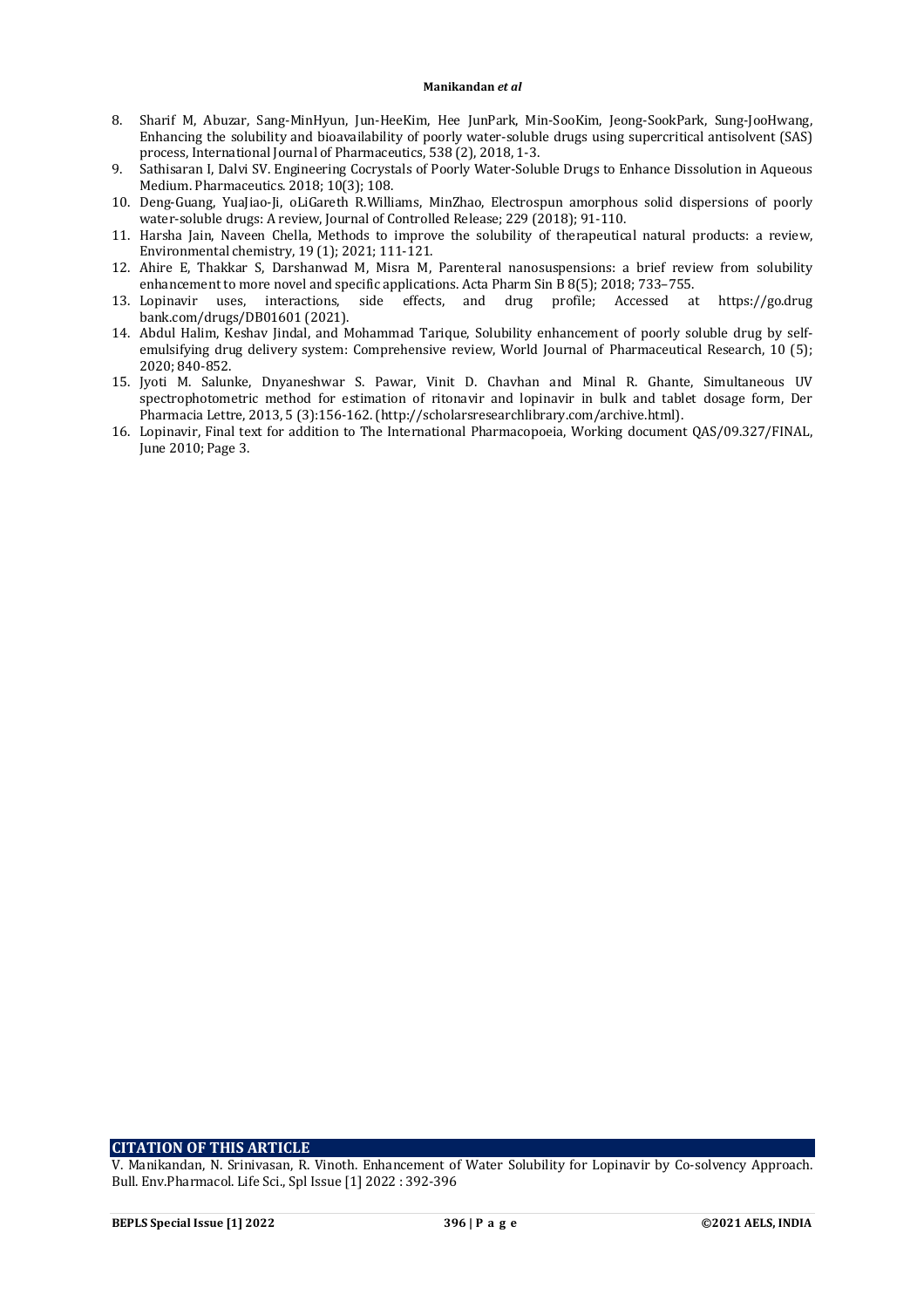8. Sharif M, Abuzar, Sang-MinHyun, Jun-HeeKim, Hee JunPark, Min-SooKim, Jeong-SookPark, Sung-JooHwang, Enhancing the solubility and bioavailability of poorly water-soluble drugs using supercritical antisolvent (SAS) process, International Journal of Pharmaceutics, 538 (2), 2018, 1-3.
9. Sathisaran I, Dalvi SV. Engineering Cocrystals of Poorly Water-Soluble Drugs to Enhance Dissolution in Aqueous Medium. Pharmaceutics. 2018; 10(3); 108.
10. Deng-Guang, YuaJiao-Ji, oLiGareth R.Williams, MinZhao, Electrospun amorphous solid dispersions of poorly water-soluble drugs: A review, Journal of Controlled Release; 229 (2018); 91-110.
11. Harsha Jain, Naveen Chella, Methods to improve the solubility of therapeutical natural products: a review, Environmental chemistry, 19 (1); 2021; 111-121.
12. Ahire E, Thakkar S, Darshanwad M, Misra M, Parenteral nanosuspensions: a brief review from solubility enhancement to more novel and specific applications. Acta Pharm Sin B 8(5); 2018; 733–755.
13. Lopinavir uses, interactions, side effects, and drug profile; Accessed at https://go.drugbank.com/drugs/DB01601 (2021).
14. Abdul Halim, Keshav Jindal, and Mohammad Tarique, Solubility enhancement of poorly soluble drug by self-emulsifying drug delivery system: Comprehensive review, World Journal of Pharmaceutical Research, 10 (5); 2020; 840-852.
15. Jyoti M. Salunke, Dnyaneshwar S. Pawar, Vinit D. Chavhan and Minal R. Ghante, Simultaneous UV spectrophotometric method for estimation of ritonavir and lopinavir in bulk and tablet dosage form, Der Pharmacia Lettre, 2013, 5 (3):156-162. (http://scholarsresearchlibrary.com/archive.html).
16. Lopinavir, Final text for addition to The International Pharmacopoeia, Working document QAS/09.327/FINAL, June 2010; Page 3.

**CITATION OF THIS ARTICLE**

V. Manikandan, N. Srinivasan, R. Vinoth. Enhancement of Water Solubility for Lopinavir by Co-solvency Approach. Bull. Env.Pharmacol. Life Sci., Spl Issue [1] 2022 : 392-396